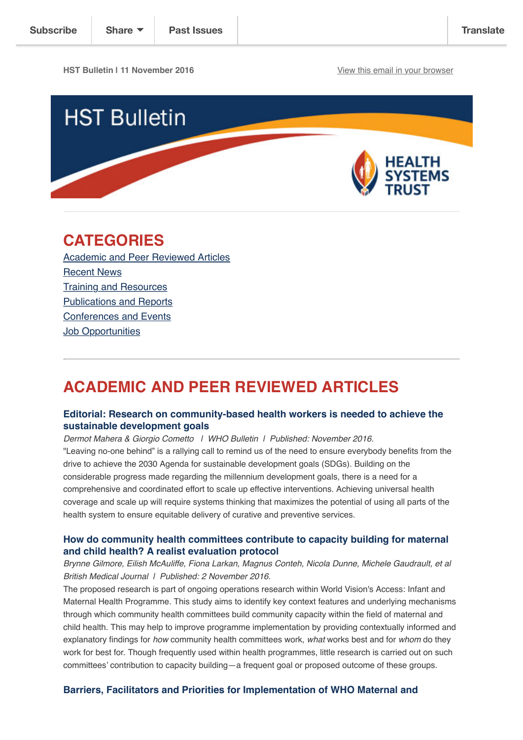Subscribe | Share | Past Issues | Translate

HST Bulletin I 11 November 2016

View this email in your browser

# HST Bulletin

HEALTH SYSTEMS TRUST

## CATEGORIES

[Academic and Peer Reviewed Articles]
[Recent News]
[Training and Resources]
[Publications and Reports]
[Conferences and Events]
[Job Opportunities]

---

## ACADEMIC AND PEER REVIEWED ARTICLES

### Editorial: Research on community-based health workers is needed to achieve the sustainable development goals

*Dermot Mahera & Giorgio Cometto | WHO Bulletin | Published: November 2016.*

"Leaving no-one behind" is a rallying call to remind us of the need to ensure everybody benefits from the drive to achieve the 2030 Agenda for sustainable development goals (SDGs). Building on the considerable progress made regarding the millennium development goals, there is a need for a comprehensive and coordinated effort to scale up effective interventions. Achieving universal health coverage and scale up will require systems thinking that maximizes the potential of using all parts of the health system to ensure equitable delivery of curative and preventive services.

### How do community health committees contribute to capacity building for maternal and child health? A realist evaluation protocol

*Brynne Gilmore, Eilish McAuliffe, Fiona Larkan, Magnus Conteh, Nicola Dunne, Michele Gaudrault, et al British Medical Journal | Published: 2 November 2016.*

The proposed research is part of ongoing operations research within World Vision's Access: Infant and Maternal Health Programme. This study aims to identify key context features and underlying mechanisms through which community health committees build community capacity within the field of maternal and child health. This may help to improve programme implementation by providing contextually informed and explanatory findings for *how* community health committees work, *what* works best and for *whom* do they work for best for. Though frequently used within health programmes, little research is carried out on such committees' contribution to capacity building—a frequent goal or proposed outcome of these groups.

### Barriers, Facilitators and Priorities for Implementation of WHO Maternal and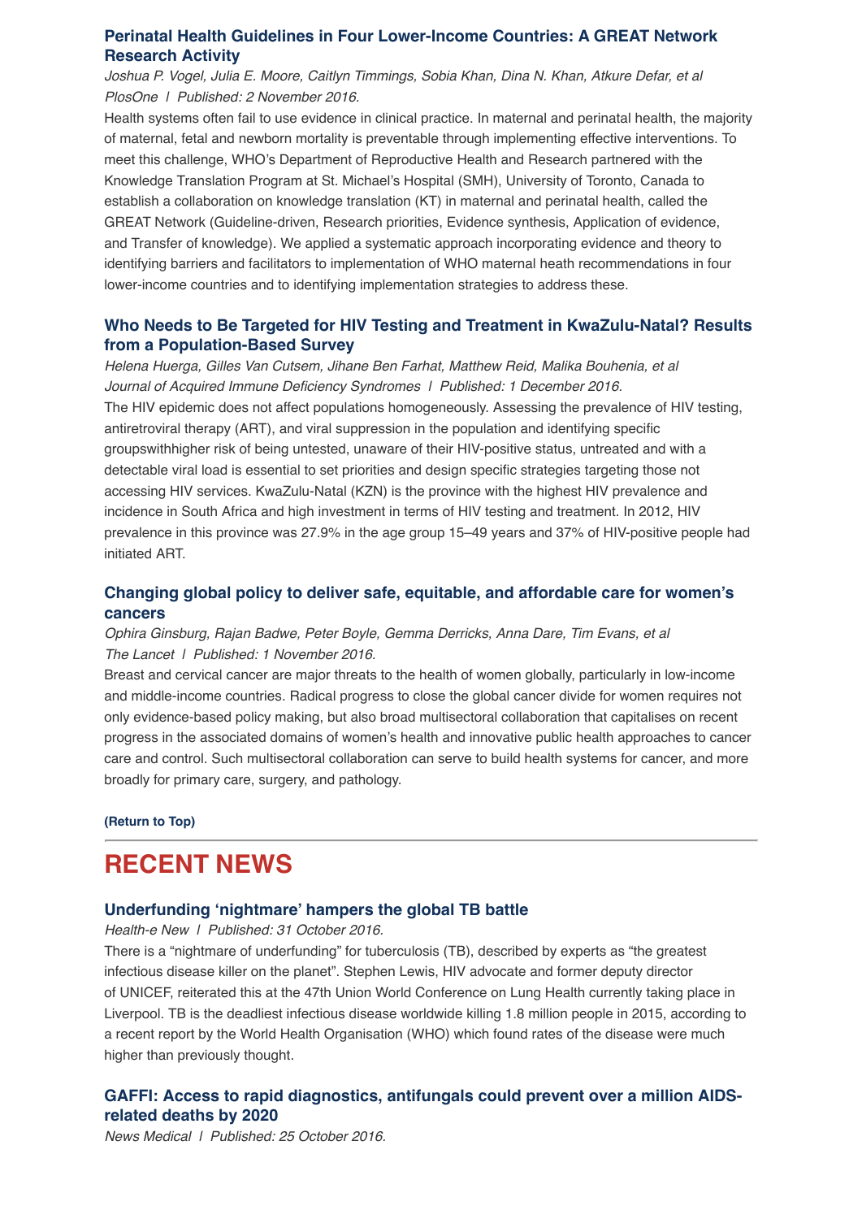### Perinatal Health Guidelines in Four Lower-Income Countries: A GREAT Network Research Activity

*Joshua P. Vogel, Julia E. Moore, Caitlyn Timmings, Sobia Khan, Dina N. Khan, Atkure Defar, et al*
*PlosOne | Published: 2 November 2016.*

Health systems often fail to use evidence in clinical practice. In maternal and perinatal health, the majority of maternal, fetal and newborn mortality is preventable through implementing effective interventions. To meet this challenge, WHO's Department of Reproductive Health and Research partnered with the Knowledge Translation Program at St. Michael's Hospital (SMH), University of Toronto, Canada to establish a collaboration on knowledge translation (KT) in maternal and perinatal health, called the GREAT Network (Guideline-driven, Research priorities, Evidence synthesis, Application of evidence, and Transfer of knowledge). We applied a systematic approach incorporating evidence and theory to identifying barriers and facilitators to implementation of WHO maternal heath recommendations in four lower-income countries and to identifying implementation strategies to address these.

### Who Needs to Be Targeted for HIV Testing and Treatment in KwaZulu-Natal? Results from a Population-Based Survey

*Helena Huerga, Gilles Van Cutsem, Jihane Ben Farhat, Matthew Reid, Malika Bouhenia, et al*
*Journal of Acquired Immune Deficiency Syndromes | Published: 1 December 2016.*

The HIV epidemic does not affect populations homogeneously. Assessing the prevalence of HIV testing, antiretroviral therapy (ART), and viral suppression in the population and identifying specific groupswithhigher risk of being untested, unaware of their HIV-positive status, untreated and with a detectable viral load is essential to set priorities and design specific strategies targeting those not accessing HIV services. KwaZulu-Natal (KZN) is the province with the highest HIV prevalence and incidence in South Africa and high investment in terms of HIV testing and treatment. In 2012, HIV prevalence in this province was 27.9% in the age group 15–49 years and 37% of HIV-positive people had initiated ART.

### Changing global policy to deliver safe, equitable, and affordable care for women's cancers

*Ophira Ginsburg, Rajan Badwe, Peter Boyle, Gemma Derricks, Anna Dare, Tim Evans, et al*
*The Lancet | Published: 1 November 2016.*

Breast and cervical cancer are major threats to the health of women globally, particularly in low-income and middle-income countries. Radical progress to close the global cancer divide for women requires not only evidence-based policy making, but also broad multisectoral collaboration that capitalises on recent progress in the associated domains of women's health and innovative public health approaches to cancer care and control. Such multisectoral collaboration can serve to build health systems for cancer, and more broadly for primary care, surgery, and pathology.

**(Return to Top)**

---

## RECENT NEWS

### Underfunding 'nightmare' hampers the global TB battle

*Health-e New | Published: 31 October 2016.*

There is a "nightmare of underfunding" for tuberculosis (TB), described by experts as "the greatest infectious disease killer on the planet". Stephen Lewis, HIV advocate and former deputy director of UNICEF, reiterated this at the 47th Union World Conference on Lung Health currently taking place in Liverpool. TB is the deadliest infectious disease worldwide killing 1.8 million people in 2015, according to a recent report by the World Health Organisation (WHO) which found rates of the disease were much higher than previously thought.

### GAFFI: Access to rapid diagnostics, antifungals could prevent over a million AIDS-related deaths by 2020

*News Medical | Published: 25 October 2016.*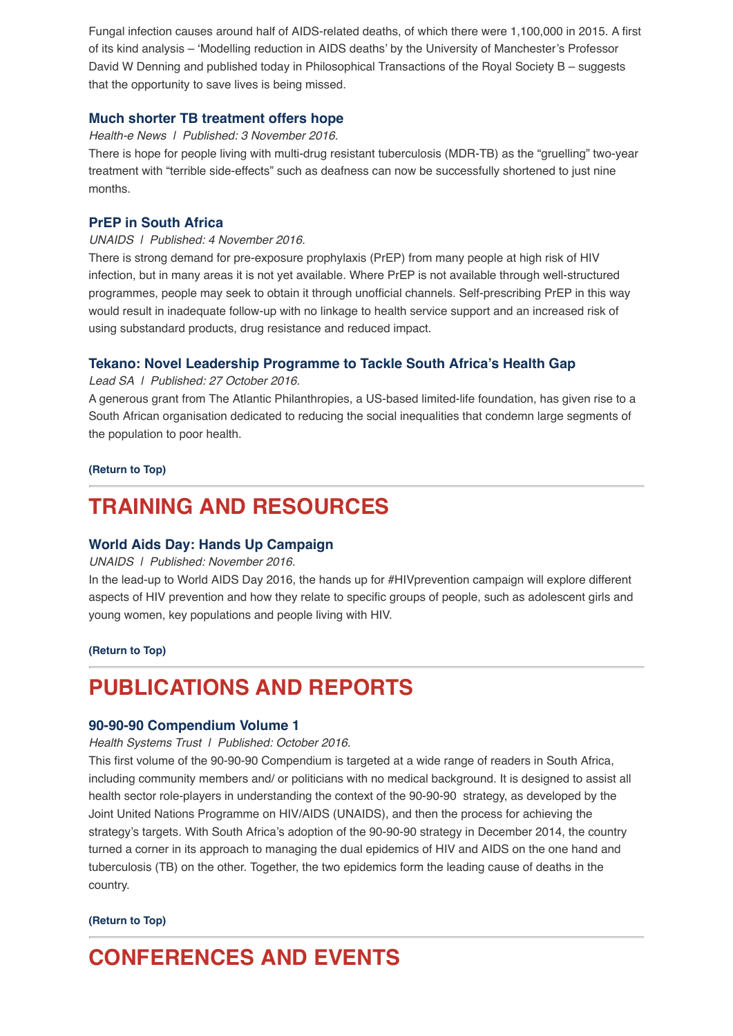Fungal infection causes around half of AIDS-related deaths, of which there were 1,100,000 in 2015. A first of its kind analysis – 'Modelling reduction in AIDS deaths' by the University of Manchester's Professor David W Denning and published today in Philosophical Transactions of the Royal Society B – suggests that the opportunity to save lives is being missed.

### Much shorter TB treatment offers hope

*Health-e News | Published: 3 November 2016.*

There is hope for people living with multi-drug resistant tuberculosis (MDR-TB) as the "gruelling" two-year treatment with "terrible side-effects" such as deafness can now be successfully shortened to just nine months.

### PrEP in South Africa

*UNAIDS | Published: 4 November 2016.*

There is strong demand for pre-exposure prophylaxis (PrEP) from many people at high risk of HIV infection, but in many areas it is not yet available. Where PrEP is not available through well-structured programmes, people may seek to obtain it through unofficial channels. Self-prescribing PrEP in this way would result in inadequate follow-up with no linkage to health service support and an increased risk of using substandard products, drug resistance and reduced impact.

### Tekano: Novel Leadership Programme to Tackle South Africa's Health Gap

*Lead SA | Published: 27 October 2016.*

A generous grant from The Atlantic Philanthropies, a US-based limited-life foundation, has given rise to a South African organisation dedicated to reducing the social inequalities that condemn large segments of the population to poor health.

**(Return to Top)**

---

## TRAINING AND RESOURCES

### World Aids Day: Hands Up Campaign

*UNAIDS | Published: November 2016.*

In the lead-up to World AIDS Day 2016, the hands up for #HIVprevention campaign will explore different aspects of HIV prevention and how they relate to specific groups of people, such as adolescent girls and young women, key populations and people living with HIV.

**(Return to Top)**

---

## PUBLICATIONS AND REPORTS

### 90-90-90 Compendium Volume 1

*Health Systems Trust | Published: October 2016.*

This first volume of the 90-90-90 Compendium is targeted at a wide range of readers in South Africa, including community members and/ or politicians with no medical background. It is designed to assist all health sector role-players in understanding the context of the 90-90-90 strategy, as developed by the Joint United Nations Programme on HIV/AIDS (UNAIDS), and then the process for achieving the strategy's targets. With South Africa's adoption of the 90-90-90 strategy in December 2014, the country turned a corner in its approach to managing the dual epidemics of HIV and AIDS on the one hand and tuberculosis (TB) on the other. Together, the two epidemics form the leading cause of deaths in the country.

**(Return to Top)**

---

## CONFERENCES AND EVENTS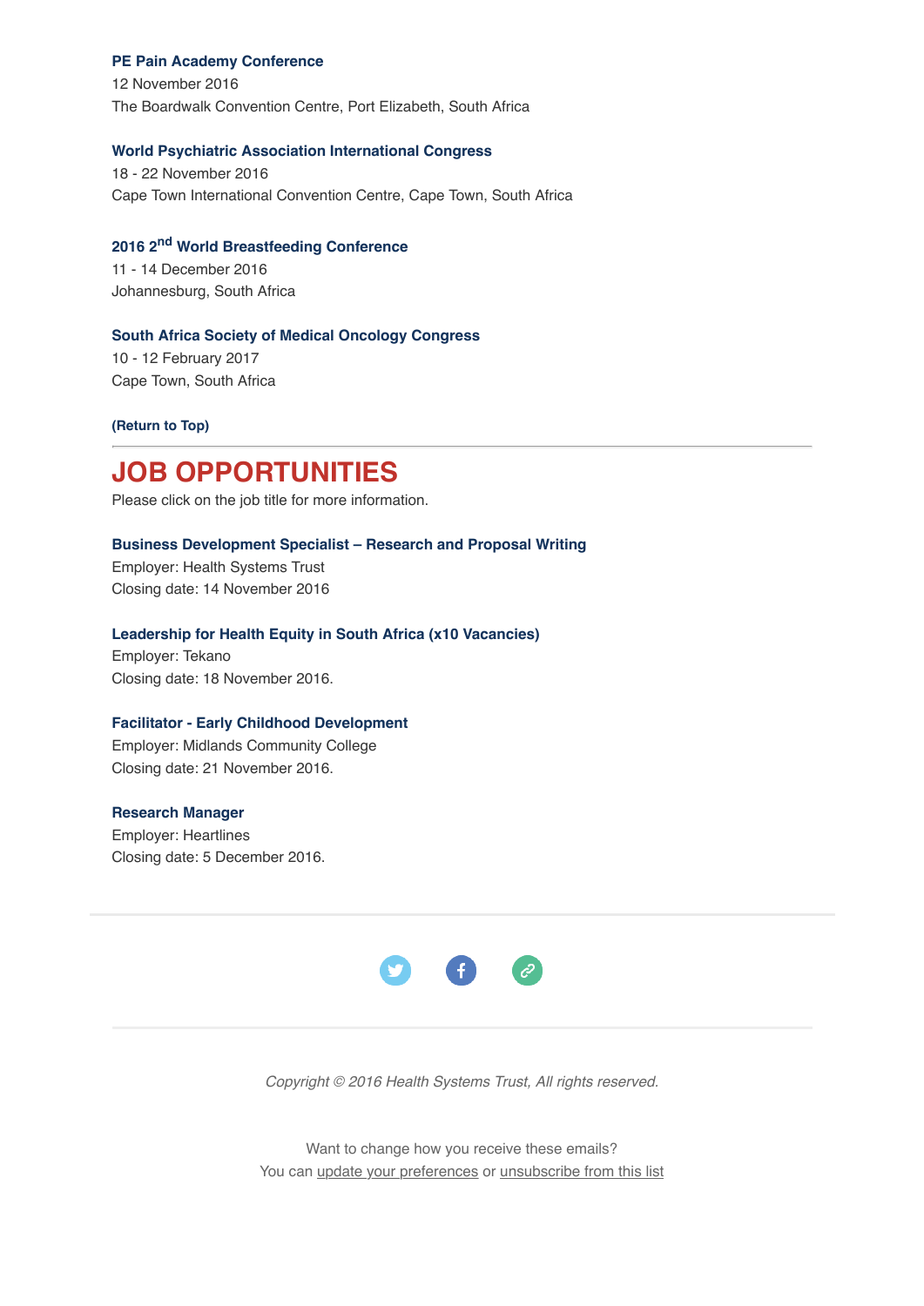**PE Pain Academy Conference**
12 November 2016
The Boardwalk Convention Centre, Port Elizabeth, South Africa

**World Psychiatric Association International Congress**
18 - 22 November 2016
Cape Town International Convention Centre, Cape Town, South Africa

**2016 2nd World Breastfeeding Conference**
11 - 14 December 2016
Johannesburg, South Africa

**South Africa Society of Medical Oncology Congress**
10 - 12 February 2017
Cape Town, South Africa

**(Return to Top)**

---

# JOB OPPORTUNITIES

Please click on the job title for more information.

**Business Development Specialist – Research and Proposal Writing**
Employer: Health Systems Trust
Closing date: 14 November 2016

**Leadership for Health Equity in South Africa (x10 Vacancies)**
Employer: Tekano
Closing date: 18 November 2016.

**Facilitator - Early Childhood Development**
Employer: Midlands Community College
Closing date: 21 November 2016.

**Research Manager**
Employer: Heartlines
Closing date: 5 December 2016.

---

*Copyright © 2016 Health Systems Trust, All rights reserved.*

Want to change how you receive these emails?
You can update your preferences or unsubscribe from this list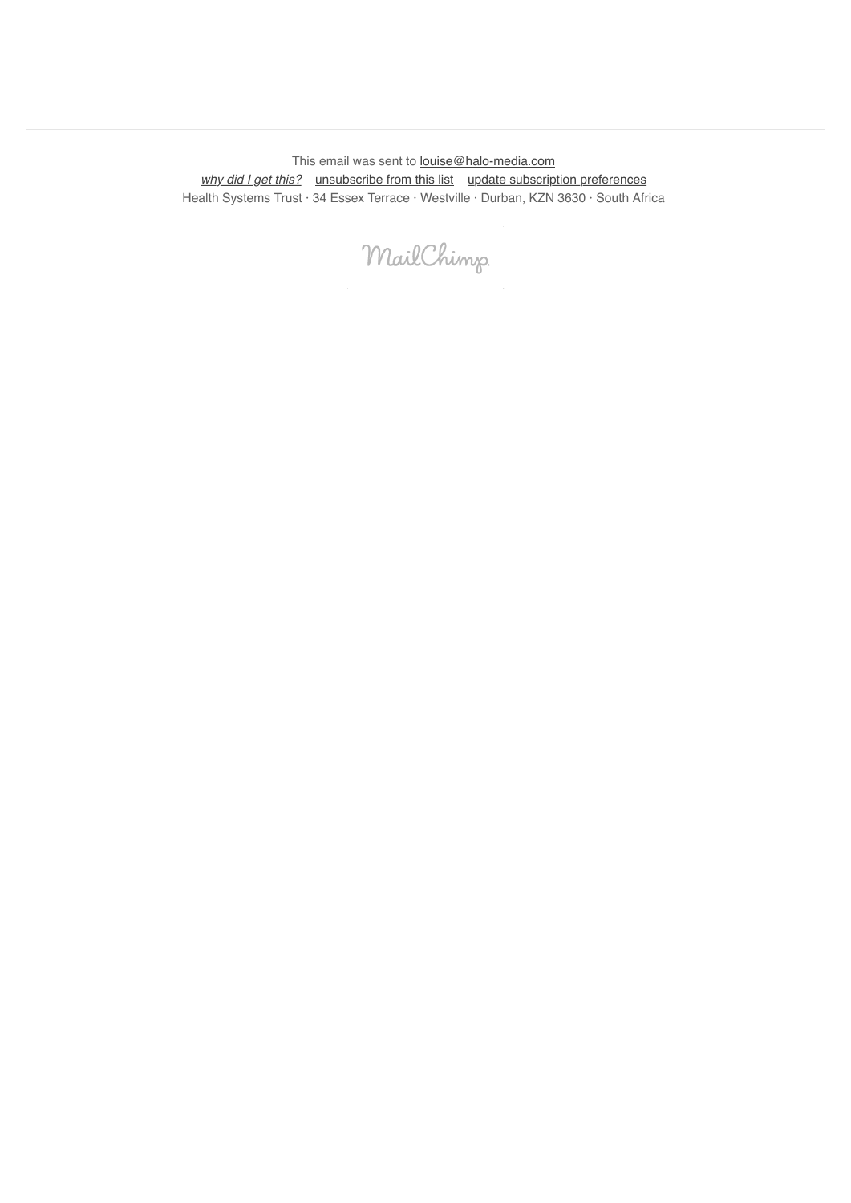This email was sent to louise@halo-media.com

*why did I get this?* unsubscribe from this list update subscription preferences

Health Systems Trust · 34 Essex Terrace · Westville · Durban, KZN 3630 · South Africa

MailChimp